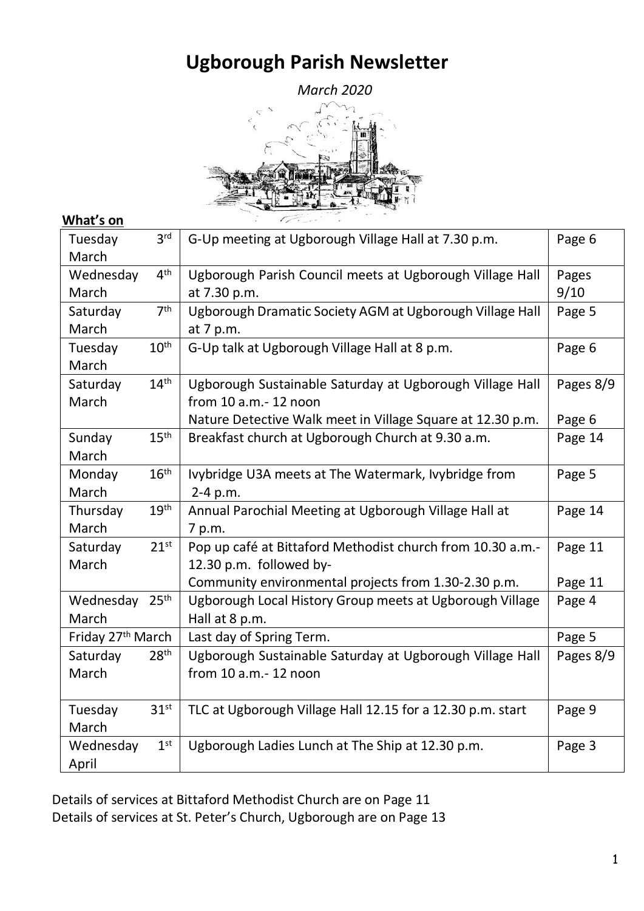# Ugborough Parish Newsletter

*March 2020*

**What's on**

| Date | Event | Page |
|---|---|---|
| Tuesday 3rd March | G-Up meeting at Ugborough Village Hall at 7.30 p.m. | Page 6 |
| Wednesday 4th March | Ugborough Parish Council meets at Ugborough Village Hall at 7.30 p.m. | Pages 9/10 |
| Saturday 7th March | Ugborough Dramatic Society AGM at Ugborough Village Hall at 7 p.m. | Page 5 |
| Tuesday 10th March | G-Up talk at Ugborough Village Hall at 8 p.m. | Page 6 |
| Saturday 14th March | Ugborough Sustainable Saturday at Ugborough Village Hall from 10 a.m.- 12 noon<br>Nature Detective Walk meet in Village Square at 12.30 p.m. | Pages 8/9<br>Page 6 |
| Sunday 15th March | Breakfast church at Ugborough Church at 9.30 a.m. | Page 14 |
| Monday 16th March | Ivybridge U3A meets at The Watermark, Ivybridge from 2-4 p.m. | Page 5 |
| Thursday 19th March | Annual Parochial Meeting at Ugborough Village Hall at 7 p.m. | Page 14 |
| Saturday 21st March | Pop up café at Bittaford Methodist church from 10.30 a.m.- 12.30 p.m. followed by-<br>Community environmental projects from 1.30-2.30 p.m. | Page 11<br>Page 11 |
| Wednesday 25th March | Ugborough Local History Group meets at Ugborough Village Hall at 8 p.m. | Page 4 |
| Friday 27th March | Last day of Spring Term. | Page 5 |
| Saturday 28th March | Ugborough Sustainable Saturday at Ugborough Village Hall from 10 a.m.- 12 noon | Pages 8/9 |
| Tuesday 31st March | TLC at Ugborough Village Hall 12.15 for a 12.30 p.m. start | Page 9 |
| Wednesday 1st April | Ugborough Ladies Lunch at The Ship at 12.30 p.m. | Page 3 |

Details of services at Bittaford Methodist Church are on Page 11
Details of services at St. Peter's Church, Ugborough are on Page 13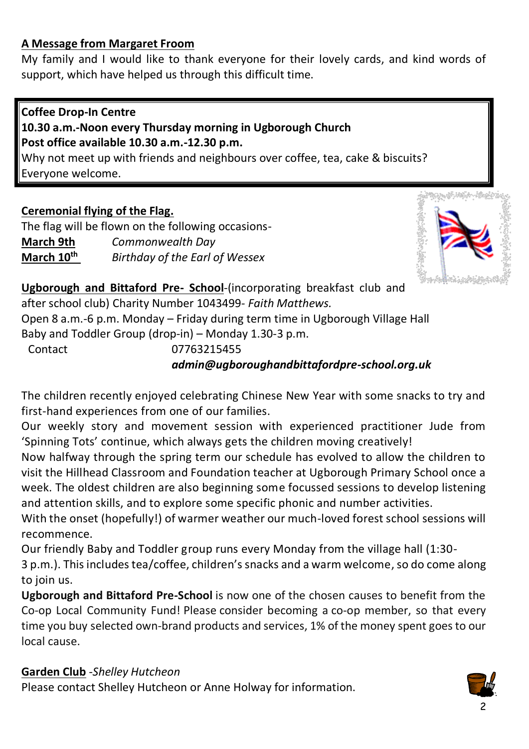**A Message from Margaret Froom**

My family and I would like to thank everyone for their lovely cards, and kind words of support, which have helped us through this difficult time.

**Coffee Drop-In Centre**
**10.30 a.m.-Noon every Thursday morning in Ugborough Church**
**Post office available 10.30 a.m.-12.30 p.m.**
Why not meet up with friends and neighbours over coffee, tea, cake & biscuits?
Everyone welcome.

**Ceremonial flying of the Flag.**

The flag will be flown on the following occasions-

| | |
|---|---|
| **March 9th** | *Commonwealth Day* |
| **March 10th** | *Birthday of the Earl of Wessex* |

**Ugborough and Bittaford Pre- School**-(incorporating breakfast club and after school club) Charity Number 1043499- *Faith Matthews.*
Open 8 a.m.-6 p.m. Monday – Friday during term time in Ugborough Village Hall
Baby and Toddler Group (drop-in) – Monday 1.30-3 p.m.
Contact 07763215455
***admin@ugboroughandbittafordpre-school.org.uk***

The children recently enjoyed celebrating Chinese New Year with some snacks to try and first-hand experiences from one of our families.

Our weekly story and movement session with experienced practitioner Jude from 'Spinning Tots' continue, which always gets the children moving creatively!

Now halfway through the spring term our schedule has evolved to allow the children to visit the Hillhead Classroom and Foundation teacher at Ugborough Primary School once a week. The oldest children are also beginning some focussed sessions to develop listening and attention skills, and to explore some specific phonic and number activities.

With the onset (hopefully!) of warmer weather our much-loved forest school sessions will recommence.

Our friendly Baby and Toddler group runs every Monday from the village hall (1:30-3 p.m.). This includes tea/coffee, children's snacks and a warm welcome, so do come along to join us.

**Ugborough and Bittaford Pre-School** is now one of the chosen causes to benefit from the Co-op Local Community Fund! Please consider becoming a co-op member, so that every time you buy selected own-brand products and services, 1% of the money spent goes to our local cause.

**Garden Club** -*Shelley Hutcheon*

Please contact Shelley Hutcheon or Anne Holway for information.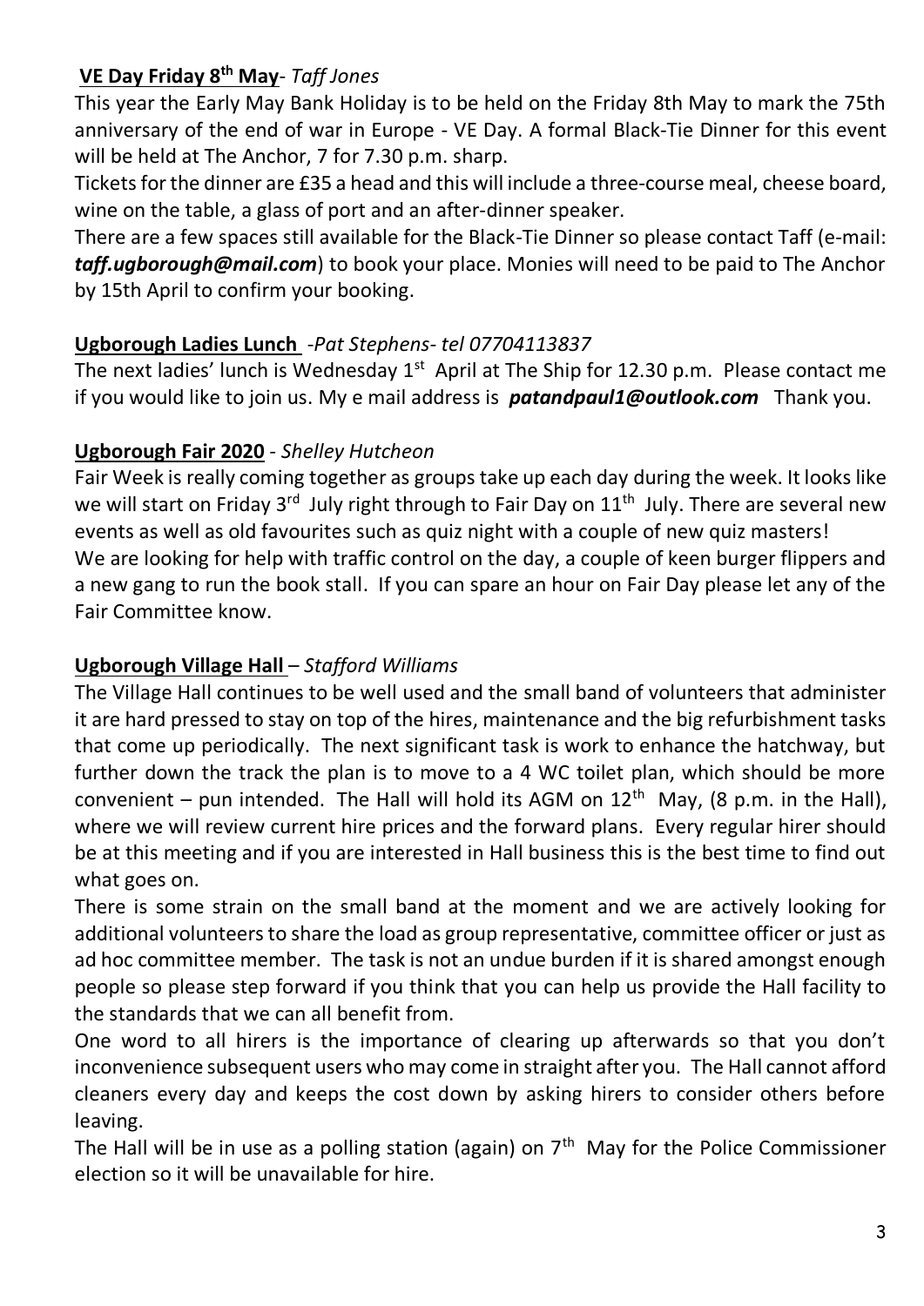**<u>VE Day Friday 8th May</u>**- *Taff Jones*

This year the Early May Bank Holiday is to be held on the Friday 8th May to mark the 75th anniversary of the end of war in Europe - VE Day. A formal Black-Tie Dinner for this event will be held at The Anchor, 7 for 7.30 p.m. sharp.

Tickets for the dinner are £35 a head and this will include a three-course meal, cheese board, wine on the table, a glass of port and an after-dinner speaker.

There are a few spaces still available for the Black-Tie Dinner so please contact Taff (e-mail: ***taff.ugborough@mail.com***) to book your place. Monies will need to be paid to The Anchor by 15th April to confirm your booking.

**<u>Ugborough Ladies Lunch</u>** *-Pat Stephens- tel 07704113837*

The next ladies' lunch is Wednesday 1st April at The Ship for 12.30 p.m. Please contact me if you would like to join us. My e mail address is ***patandpaul1@outlook.com*** Thank you.

**<u>Ugborough Fair 2020</u>** - *Shelley Hutcheon*

Fair Week is really coming together as groups take up each day during the week. It looks like we will start on Friday 3rd July right through to Fair Day on 11th July. There are several new events as well as old favourites such as quiz night with a couple of new quiz masters!

We are looking for help with traffic control on the day, a couple of keen burger flippers and a new gang to run the book stall. If you can spare an hour on Fair Day please let any of the Fair Committee know.

**<u>Ugborough Village Hall</u>** – *Stafford Williams*

The Village Hall continues to be well used and the small band of volunteers that administer it are hard pressed to stay on top of the hires, maintenance and the big refurbishment tasks that come up periodically. The next significant task is work to enhance the hatchway, but further down the track the plan is to move to a 4 WC toilet plan, which should be more convenient – pun intended. The Hall will hold its AGM on 12th May, (8 p.m. in the Hall), where we will review current hire prices and the forward plans. Every regular hirer should be at this meeting and if you are interested in Hall business this is the best time to find out what goes on.

There is some strain on the small band at the moment and we are actively looking for additional volunteers to share the load as group representative, committee officer or just as ad hoc committee member. The task is not an undue burden if it is shared amongst enough people so please step forward if you think that you can help us provide the Hall facility to the standards that we can all benefit from.

One word to all hirers is the importance of clearing up afterwards so that you don't inconvenience subsequent users who may come in straight after you. The Hall cannot afford cleaners every day and keeps the cost down by asking hirers to consider others before leaving.

The Hall will be in use as a polling station (again) on 7th May for the Police Commissioner election so it will be unavailable for hire.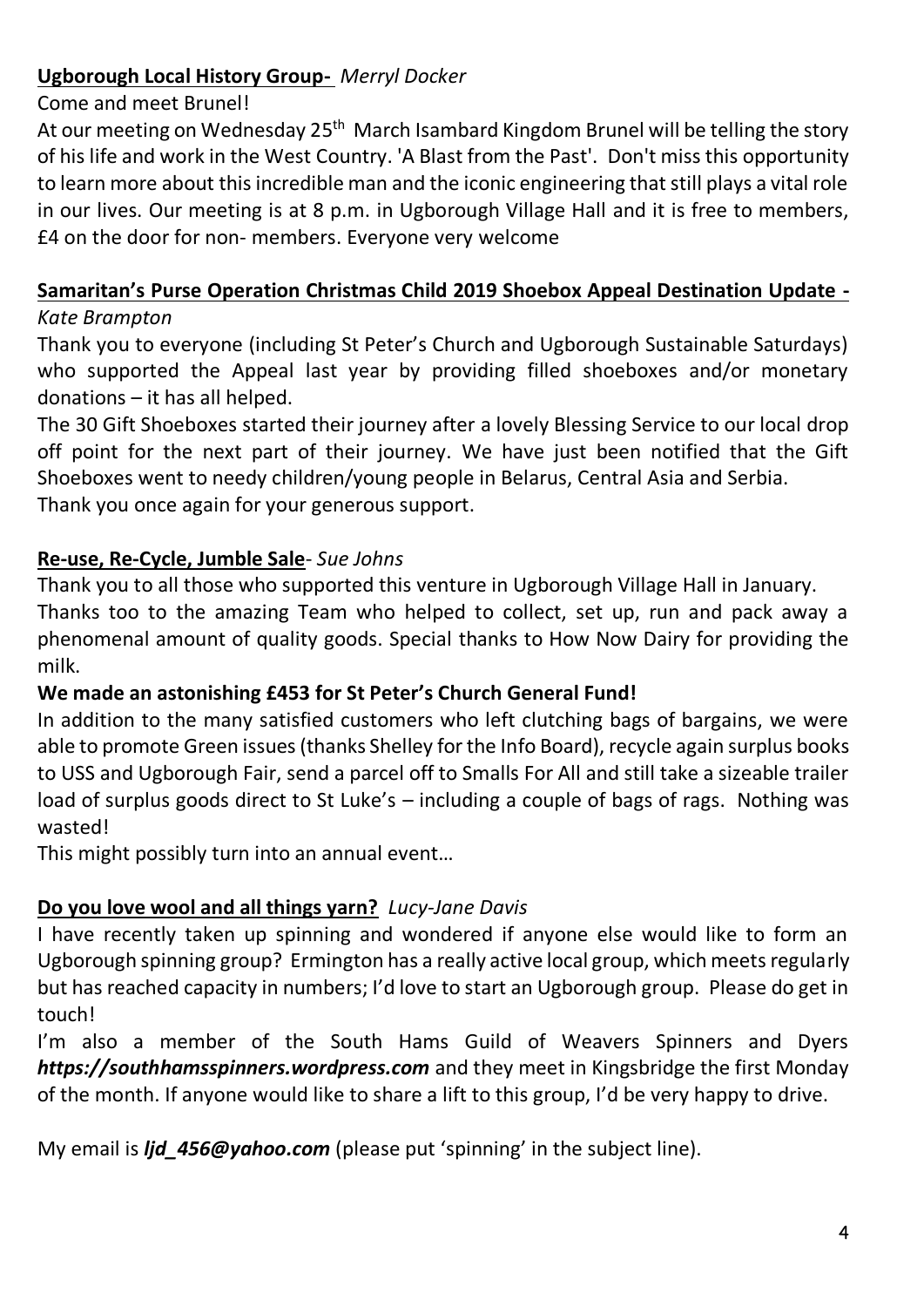## Ugborough Local History Group- *Merryl Docker*

Come and meet Brunel!

At our meeting on Wednesday 25th March Isambard Kingdom Brunel will be telling the story of his life and work in the West Country. 'A Blast from the Past'. Don't miss this opportunity to learn more about this incredible man and the iconic engineering that still plays a vital role in our lives. Our meeting is at 8 p.m. in Ugborough Village Hall and it is free to members, £4 on the door for non- members. Everyone very welcome

## Samaritan's Purse Operation Christmas Child 2019 Shoebox Appeal Destination Update - *Kate Brampton*

Thank you to everyone (including St Peter's Church and Ugborough Sustainable Saturdays) who supported the Appeal last year by providing filled shoeboxes and/or monetary donations – it has all helped.

The 30 Gift Shoeboxes started their journey after a lovely Blessing Service to our local drop off point for the next part of their journey. We have just been notified that the Gift Shoeboxes went to needy children/young people in Belarus, Central Asia and Serbia.

Thank you once again for your generous support.

## Re-use, Re-Cycle, Jumble Sale- *Sue Johns*

Thank you to all those who supported this venture in Ugborough Village Hall in January.

Thanks too to the amazing Team who helped to collect, set up, run and pack away a phenomenal amount of quality goods. Special thanks to How Now Dairy for providing the milk.

**We made an astonishing £453 for St Peter's Church General Fund!**

In addition to the many satisfied customers who left clutching bags of bargains, we were able to promote Green issues (thanks Shelley for the Info Board), recycle again surplus books to USS and Ugborough Fair, send a parcel off to Smalls For All and still take a sizeable trailer load of surplus goods direct to St Luke's – including a couple of bags of rags. Nothing was wasted!

This might possibly turn into an annual event…

## Do you love wool and all things yarn? *Lucy-Jane Davis*

I have recently taken up spinning and wondered if anyone else would like to form an Ugborough spinning group? Ermington has a really active local group, which meets regularly but has reached capacity in numbers; I'd love to start an Ugborough group. Please do get in touch!

I'm also a member of the South Hams Guild of Weavers Spinners and Dyers ***https://southhamsspinners.wordpress.com*** and they meet in Kingsbridge the first Monday of the month. If anyone would like to share a lift to this group, I'd be very happy to drive.

My email is ***ljd_456@yahoo.com*** (please put 'spinning' in the subject line).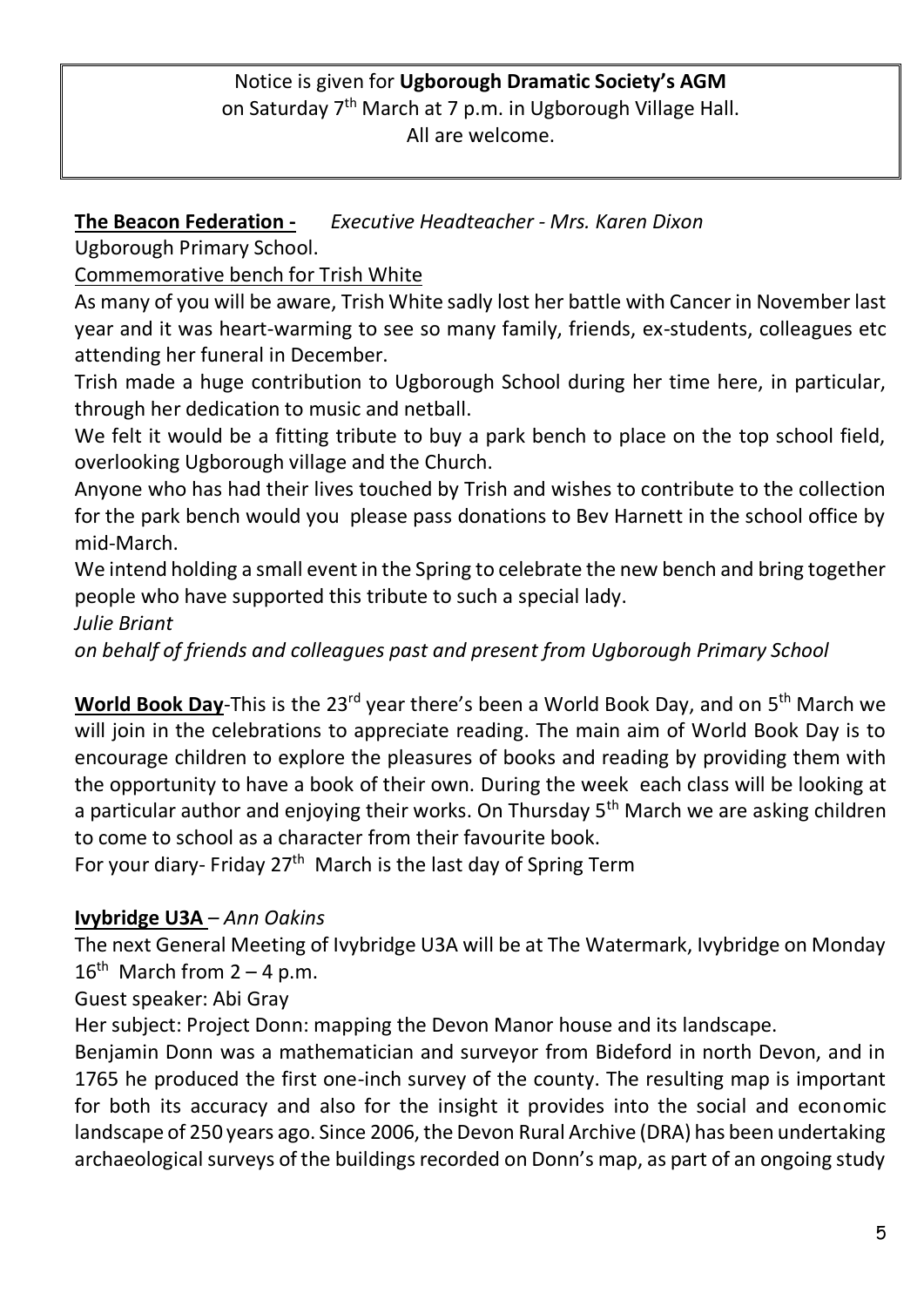Notice is given for **Ugborough Dramatic Society's AGM**
on Saturday 7th March at 7 p.m. in Ugborough Village Hall.
All are welcome.

**The Beacon Federation -** *Executive Headteacher - Mrs. Karen Dixon*

Ugborough Primary School.

Commemorative bench for Trish White

As many of you will be aware, Trish White sadly lost her battle with Cancer in November last year and it was heart-warming to see so many family, friends, ex-students, colleagues etc attending her funeral in December.

Trish made a huge contribution to Ugborough School during her time here, in particular, through her dedication to music and netball.

We felt it would be a fitting tribute to buy a park bench to place on the top school field, overlooking Ugborough village and the Church.

Anyone who has had their lives touched by Trish and wishes to contribute to the collection for the park bench would you please pass donations to Bev Harnett in the school office by mid-March.

We intend holding a small event in the Spring to celebrate the new bench and bring together people who have supported this tribute to such a special lady.

*Julie Briant*

*on behalf of friends and colleagues past and present from Ugborough Primary School*

**World Book Day**-This is the 23rd year there's been a World Book Day, and on 5th March we will join in the celebrations to appreciate reading. The main aim of World Book Day is to encourage children to explore the pleasures of books and reading by providing them with the opportunity to have a book of their own. During the week each class will be looking at a particular author and enjoying their works. On Thursday 5th March we are asking children to come to school as a character from their favourite book.

For your diary- Friday 27th March is the last day of Spring Term

**Ivybridge U3A** – *Ann Oakins*

The next General Meeting of Ivybridge U3A will be at The Watermark, Ivybridge on Monday 16th March from 2 – 4 p.m.

Guest speaker: Abi Gray

Her subject: Project Donn: mapping the Devon Manor house and its landscape.

Benjamin Donn was a mathematician and surveyor from Bideford in north Devon, and in 1765 he produced the first one-inch survey of the county. The resulting map is important for both its accuracy and also for the insight it provides into the social and economic landscape of 250 years ago. Since 2006, the Devon Rural Archive (DRA) has been undertaking archaeological surveys of the buildings recorded on Donn's map, as part of an ongoing study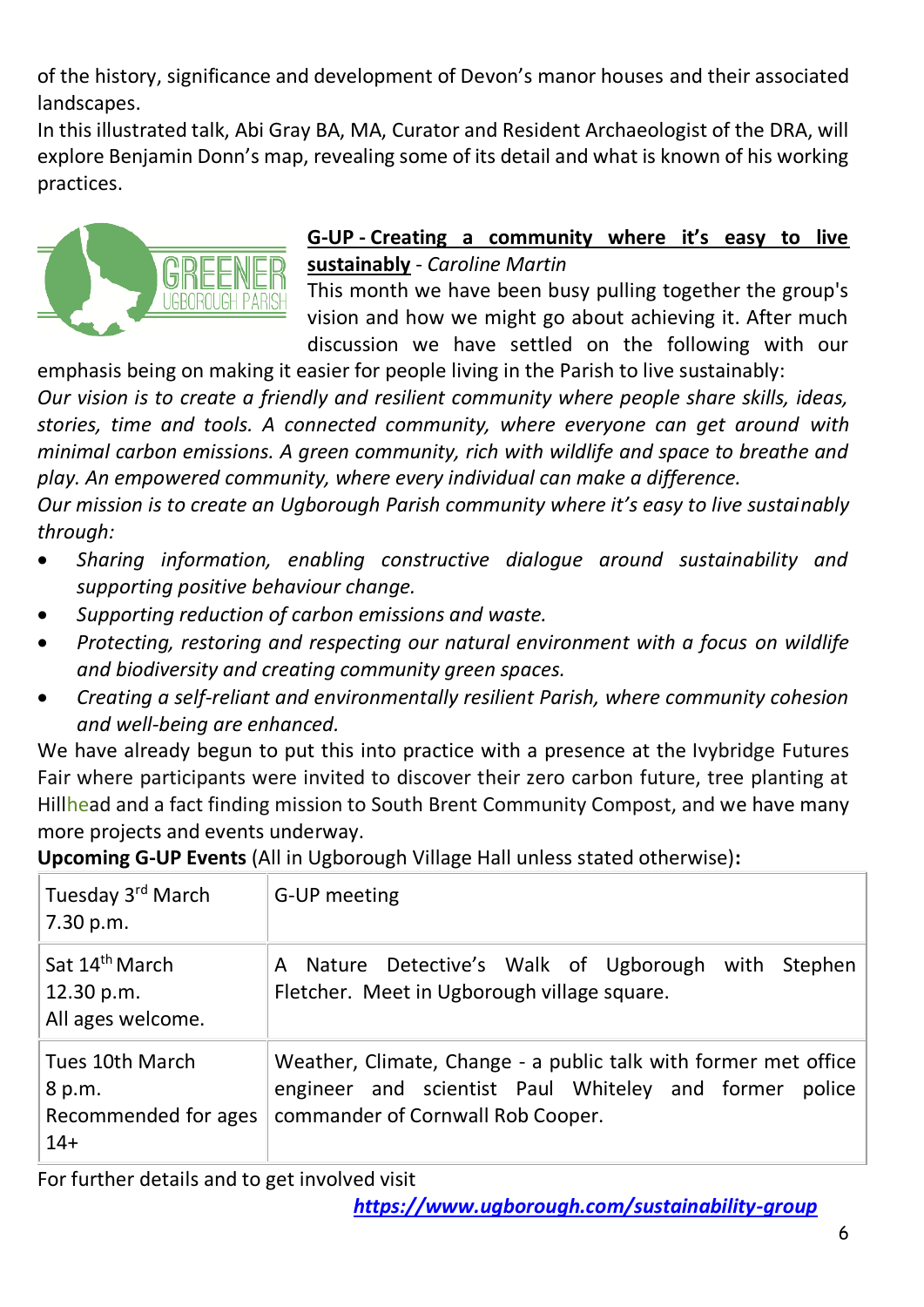of the history, significance and development of Devon's manor houses and their associated landscapes.

In this illustrated talk, Abi Gray BA, MA, Curator and Resident Archaeologist of the DRA, will explore Benjamin Donn's map, revealing some of its detail and what is known of his working practices.

**G-UP - Creating a community where it's easy to live sustainably** - *Caroline Martin*

This month we have been busy pulling together the group's vision and how we might go about achieving it. After much discussion we have settled on the following with our emphasis being on making it easier for people living in the Parish to live sustainably:

*Our vision is to create a friendly and resilient community where people share skills, ideas, stories, time and tools. A connected community, where everyone can get around with minimal carbon emissions. A green community, rich with wildlife and space to breathe and play. An empowered community, where every individual can make a difference.*

*Our mission is to create an Ugborough Parish community where it's easy to live sustainably through:*

- *Sharing information, enabling constructive dialogue around sustainability and supporting positive behaviour change.*
- *Supporting reduction of carbon emissions and waste.*
- *Protecting, restoring and respecting our natural environment with a focus on wildlife and biodiversity and creating community green spaces.*
- *Creating a self-reliant and environmentally resilient Parish, where community cohesion and well-being are enhanced.*

We have already begun to put this into practice with a presence at the Ivybridge Futures Fair where participants were invited to discover their zero carbon future, tree planting at Hillhead and a fact finding mission to South Brent Community Compost, and we have many more projects and events underway.

**Upcoming G-UP Events** (All in Ugborough Village Hall unless stated otherwise)**:**

| | |
|---|---|
| Tuesday 3rd March<br>7.30 p.m. | G-UP meeting |
| Sat 14th March<br>12.30 p.m.<br>All ages welcome. | A Nature Detective's Walk of Ugborough with Stephen Fletcher. Meet in Ugborough village square. |
| Tues 10th March<br>8 p.m.<br>Recommended for ages 14+ | Weather, Climate, Change - a public talk with former met office engineer and scientist Paul Whiteley and former police commander of Cornwall Rob Cooper. |

For further details and to get involved visit

***https://www.ugborough.com/sustainability-group***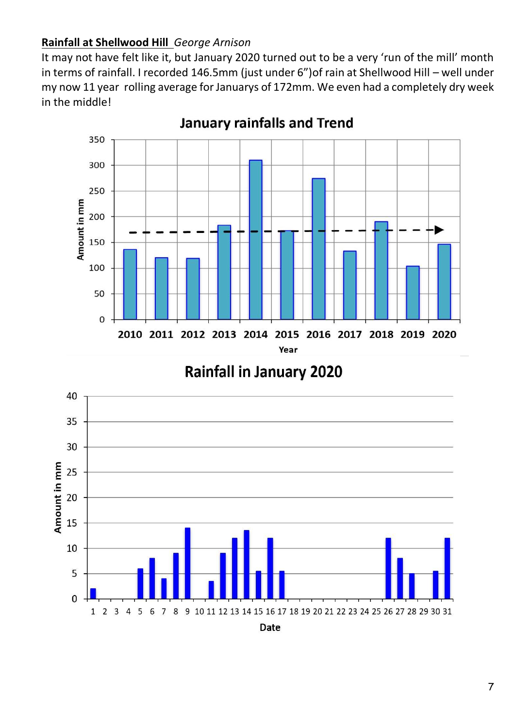**Rainfall at Shellwood Hill** *George Arnison*

It may not have felt like it, but January 2020 turned out to be a very 'run of the mill' month in terms of rainfall. I recorded 146.5mm (just under 6")of rain at Shellwood Hill – well under my now 11 year rolling average for Januarys of 172mm. We even had a completely dry week in the middle!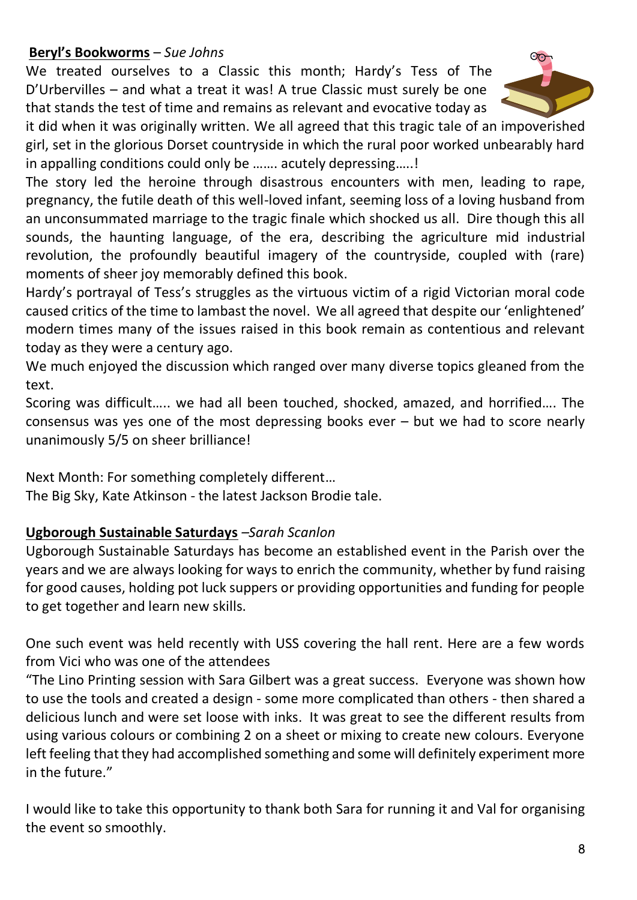**Beryl's Bookworms** – *Sue Johns*

We treated ourselves to a Classic this month; Hardy's Tess of The D'Urbervilles – and what a treat it was! A true Classic must surely be one that stands the test of time and remains as relevant and evocative today as it did when it was originally written. We all agreed that this tragic tale of an impoverished girl, set in the glorious Dorset countryside in which the rural poor worked unbearably hard in appalling conditions could only be ……. acutely depressing…..!

The story led the heroine through disastrous encounters with men, leading to rape, pregnancy, the futile death of this well-loved infant, seeming loss of a loving husband from an unconsummated marriage to the tragic finale which shocked us all. Dire though this all sounds, the haunting language, of the era, describing the agriculture mid industrial revolution, the profoundly beautiful imagery of the countryside, coupled with (rare) moments of sheer joy memorably defined this book.

Hardy's portrayal of Tess's struggles as the virtuous victim of a rigid Victorian moral code caused critics of the time to lambast the novel. We all agreed that despite our 'enlightened' modern times many of the issues raised in this book remain as contentious and relevant today as they were a century ago.

We much enjoyed the discussion which ranged over many diverse topics gleaned from the text.

Scoring was difficult….. we had all been touched, shocked, amazed, and horrified…. The consensus was yes one of the most depressing books ever – but we had to score nearly unanimously 5/5 on sheer brilliance!

Next Month: For something completely different…
The Big Sky, Kate Atkinson - the latest Jackson Brodie tale.

**Ugborough Sustainable Saturdays** –*Sarah Scanlon*

Ugborough Sustainable Saturdays has become an established event in the Parish over the years and we are always looking for ways to enrich the community, whether by fund raising for good causes, holding pot luck suppers or providing opportunities and funding for people to get together and learn new skills.

One such event was held recently with USS covering the hall rent. Here are a few words from Vici who was one of the attendees

"The Lino Printing session with Sara Gilbert was a great success. Everyone was shown how to use the tools and created a design - some more complicated than others - then shared a delicious lunch and were set loose with inks. It was great to see the different results from using various colours or combining 2 on a sheet or mixing to create new colours. Everyone left feeling that they had accomplished something and some will definitely experiment more in the future."

I would like to take this opportunity to thank both Sara for running it and Val for organising the event so smoothly.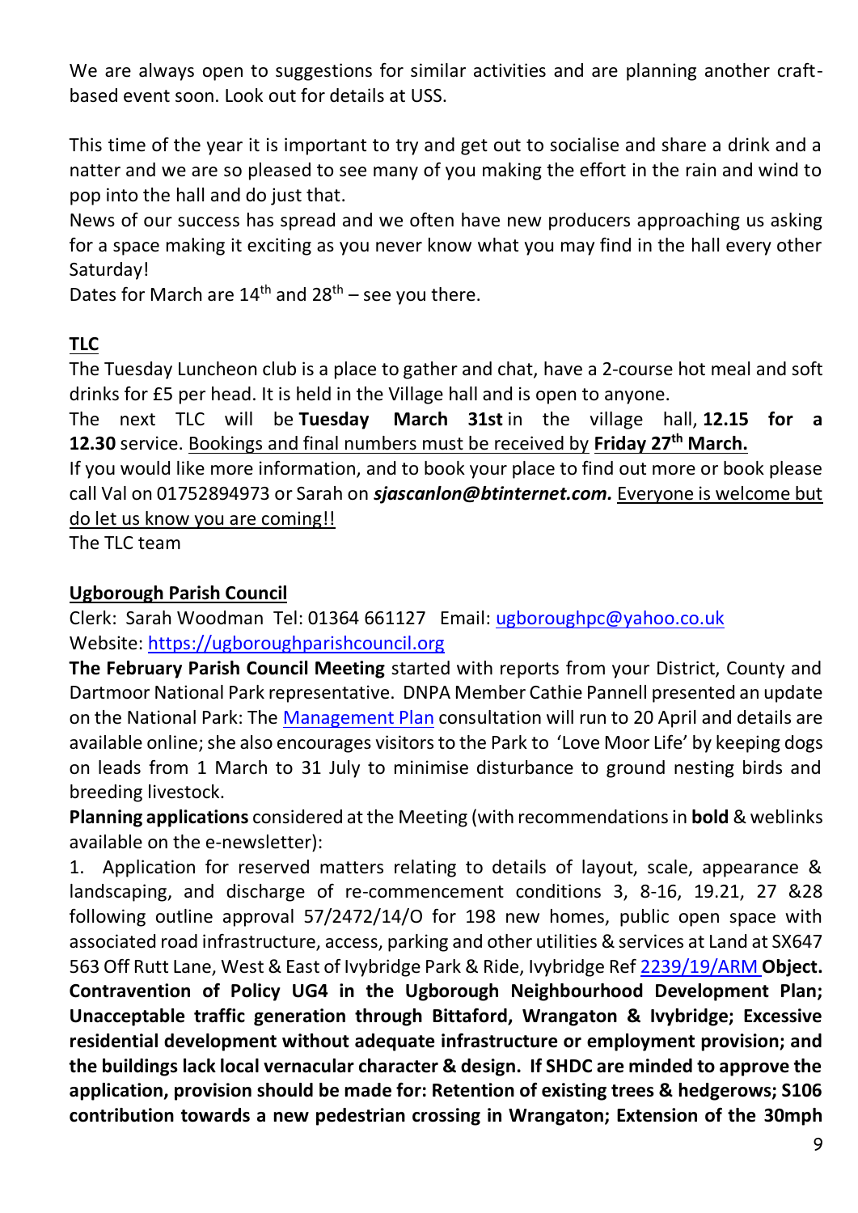We are always open to suggestions for similar activities and are planning another craft-based event soon. Look out for details at USS.

This time of the year it is important to try and get out to socialise and share a drink and a natter and we are so pleased to see many of you making the effort in the rain and wind to pop into the hall and do just that.

News of our success has spread and we often have new producers approaching us asking for a space making it exciting as you never know what you may find in the hall every other Saturday!

Dates for March are 14th and 28th – see you there.

## TLC

The Tuesday Luncheon club is a place to gather and chat, have a 2-course hot meal and soft drinks for £5 per head. It is held in the Village hall and is open to anyone.

The next TLC will be **Tuesday March 31st** in the village hall, **12.15 for a 12.30** service. Bookings and final numbers must be received by **Friday 27th March.**

If you would like more information, and to book your place to find out more or book please call Val on 01752894973 or Sarah on ***sjascanlon@btinternet.com.*** Everyone is welcome but do let us know you are coming!!

The TLC team

## Ugborough Parish Council

Clerk: Sarah Woodman Tel: 01364 661127 Email: ugboroughpc@yahoo.co.uk

Website: https://ugboroughparishcouncil.org

**The February Parish Council Meeting** started with reports from your District, County and Dartmoor National Park representative. DNPA Member Cathie Pannell presented an update on the National Park: The Management Plan consultation will run to 20 April and details are available online; she also encourages visitors to the Park to 'Love Moor Life' by keeping dogs on leads from 1 March to 31 July to minimise disturbance to ground nesting birds and breeding livestock.

**Planning applications** considered at the Meeting (with recommendations in **bold** & weblinks available on the e-newsletter):

1. Application for reserved matters relating to details of layout, scale, appearance & landscaping, and discharge of re-commencement conditions 3, 8-16, 19.21, 27 &28 following outline approval 57/2472/14/O for 198 new homes, public open space with associated road infrastructure, access, parking and other utilities & services at Land at SX647 563 Off Rutt Lane, West & East of Ivybridge Park & Ride, Ivybridge Ref 2239/19/ARM **Object. Contravention of Policy UG4 in the Ugborough Neighbourhood Development Plan; Unacceptable traffic generation through Bittaford, Wrangaton & Ivybridge; Excessive residential development without adequate infrastructure or employment provision; and the buildings lack local vernacular character & design. If SHDC are minded to approve the application, provision should be made for: Retention of existing trees & hedgerows; S106 contribution towards a new pedestrian crossing in Wrangaton; Extension of the 30mph**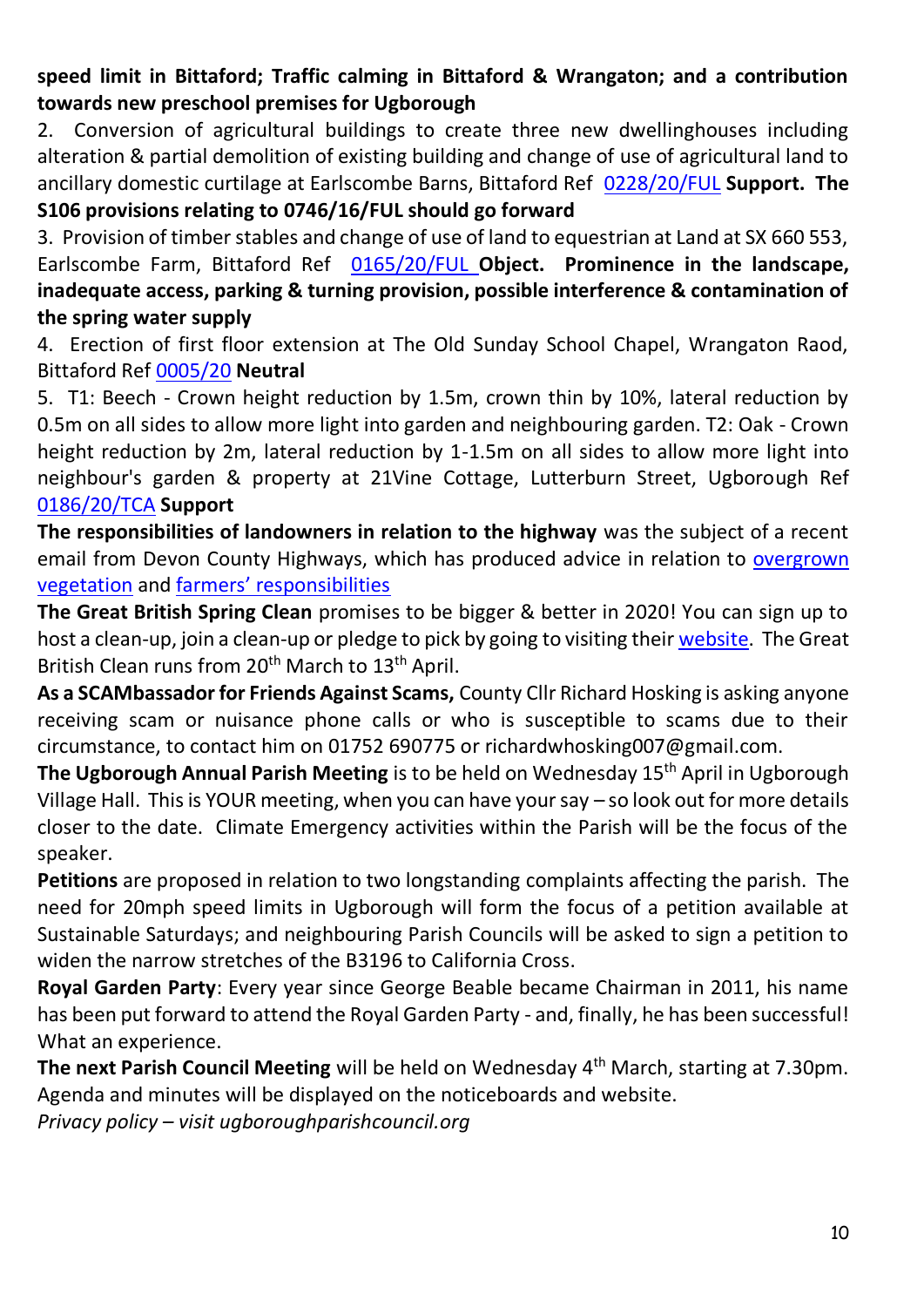**speed limit in Bittaford; Traffic calming in Bittaford & Wrangaton; and a contribution towards new preschool premises for Ugborough**

2. Conversion of agricultural buildings to create three new dwellinghouses including alteration & partial demolition of existing building and change of use of agricultural land to ancillary domestic curtilage at Earlscombe Barns, Bittaford Ref 0228/20/FUL **Support. The S106 provisions relating to 0746/16/FUL should go forward**

3. Provision of timber stables and change of use of land to equestrian at Land at SX 660 553, Earlscombe Farm, Bittaford Ref 0165/20/FUL **Object. Prominence in the landscape, inadequate access, parking & turning provision, possible interference & contamination of the spring water supply**

4. Erection of first floor extension at The Old Sunday School Chapel, Wrangaton Raod, Bittaford Ref 0005/20 **Neutral**

5. T1: Beech - Crown height reduction by 1.5m, crown thin by 10%, lateral reduction by 0.5m on all sides to allow more light into garden and neighbouring garden. T2: Oak - Crown height reduction by 2m, lateral reduction by 1-1.5m on all sides to allow more light into neighbour's garden & property at 21Vine Cottage, Lutterburn Street, Ugborough Ref 0186/20/TCA **Support**

**The responsibilities of landowners in relation to the highway** was the subject of a recent email from Devon County Highways, which has produced advice in relation to overgrown vegetation and farmers' responsibilities

**The Great British Spring Clean** promises to be bigger & better in 2020! You can sign up to host a clean-up, join a clean-up or pledge to pick by going to visiting their website. The Great British Clean runs from 20th March to 13th April.

**As a SCAMbassador for Friends Against Scams,** County Cllr Richard Hosking is asking anyone receiving scam or nuisance phone calls or who is susceptible to scams due to their circumstance, to contact him on 01752 690775 or richardwhosking007@gmail.com.

**The Ugborough Annual Parish Meeting** is to be held on Wednesday 15th April in Ugborough Village Hall. This is YOUR meeting, when you can have your say – so look out for more details closer to the date. Climate Emergency activities within the Parish will be the focus of the speaker.

**Petitions** are proposed in relation to two longstanding complaints affecting the parish. The need for 20mph speed limits in Ugborough will form the focus of a petition available at Sustainable Saturdays; and neighbouring Parish Councils will be asked to sign a petition to widen the narrow stretches of the B3196 to California Cross.

**Royal Garden Party**: Every year since George Beable became Chairman in 2011, his name has been put forward to attend the Royal Garden Party - and, finally, he has been successful! What an experience.

**The next Parish Council Meeting** will be held on Wednesday 4th March, starting at 7.30pm. Agenda and minutes will be displayed on the noticeboards and website.

*Privacy policy – visit ugboroughparishcouncil.org*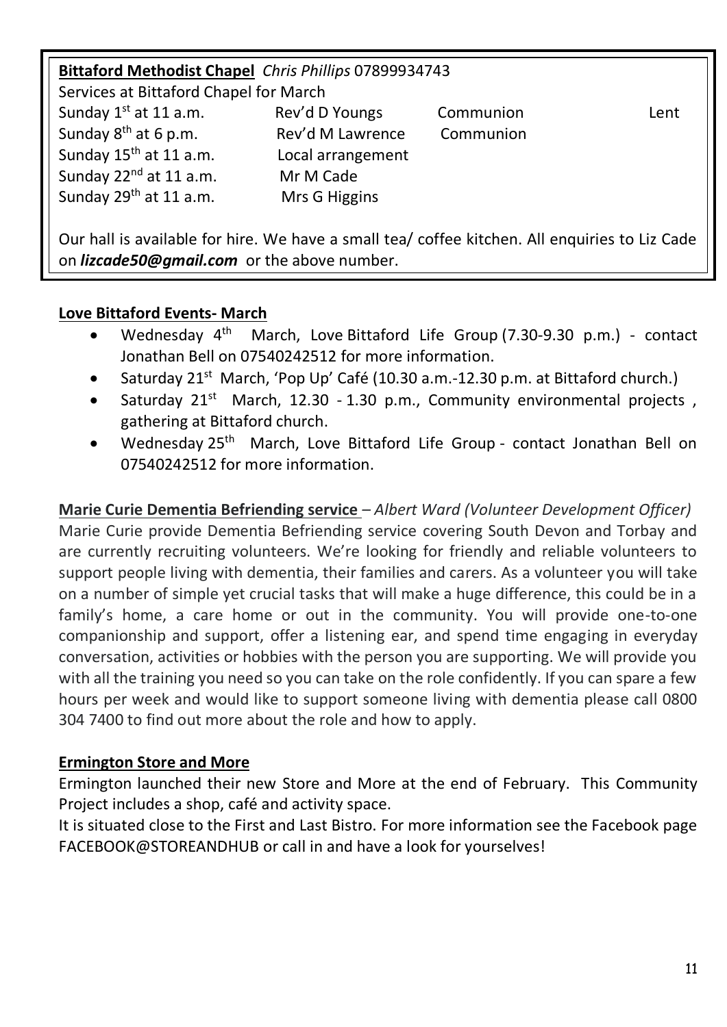**Bittaford Methodist Chapel** *Chris Phillips* 07899934743

Services at Bittaford Chapel for March

| | | | |
|---|---|---|---|
| Sunday 1st at 11 a.m. | Rev'd D Youngs | Communion | Lent |
| Sunday 8th at 6 p.m. | Rev'd M Lawrence | Communion | |
| Sunday 15th at 11 a.m. | Local arrangement | | |
| Sunday 22nd at 11 a.m. | Mr M Cade | | |
| Sunday 29th at 11 a.m. | Mrs G Higgins | | |

Our hall is available for hire. We have a small tea/ coffee kitchen. All enquiries to Liz Cade on ***lizcade50@gmail.com*** or the above number.

**Love Bittaford Events- March**

- Wednesday 4th March, Love Bittaford Life Group (7.30-9.30 p.m.) - contact Jonathan Bell on 07540242512 for more information.
- Saturday 21st March, 'Pop Up' Café (10.30 a.m.-12.30 p.m. at Bittaford church.)
- Saturday 21st March, 12.30 - 1.30 p.m., Community environmental projects , gathering at Bittaford church.
- Wednesday 25th March, Love Bittaford Life Group - contact Jonathan Bell on 07540242512 for more information.

**Marie Curie Dementia Befriending service** – *Albert Ward (Volunteer Development Officer)*

Marie Curie provide Dementia Befriending service covering South Devon and Torbay and are currently recruiting volunteers. We're looking for friendly and reliable volunteers to support people living with dementia, their families and carers. As a volunteer you will take on a number of simple yet crucial tasks that will make a huge difference, this could be in a family's home, a care home or out in the community. You will provide one-to-one companionship and support, offer a listening ear, and spend time engaging in everyday conversation, activities or hobbies with the person you are supporting. We will provide you with all the training you need so you can take on the role confidently. If you can spare a few hours per week and would like to support someone living with dementia please call 0800 304 7400 to find out more about the role and how to apply.

**Ermington Store and More**

Ermington launched their new Store and More at the end of February. This Community Project includes a shop, café and activity space.

It is situated close to the First and Last Bistro. For more information see the Facebook page FACEBOOK@STOREANDHUB or call in and have a look for yourselves!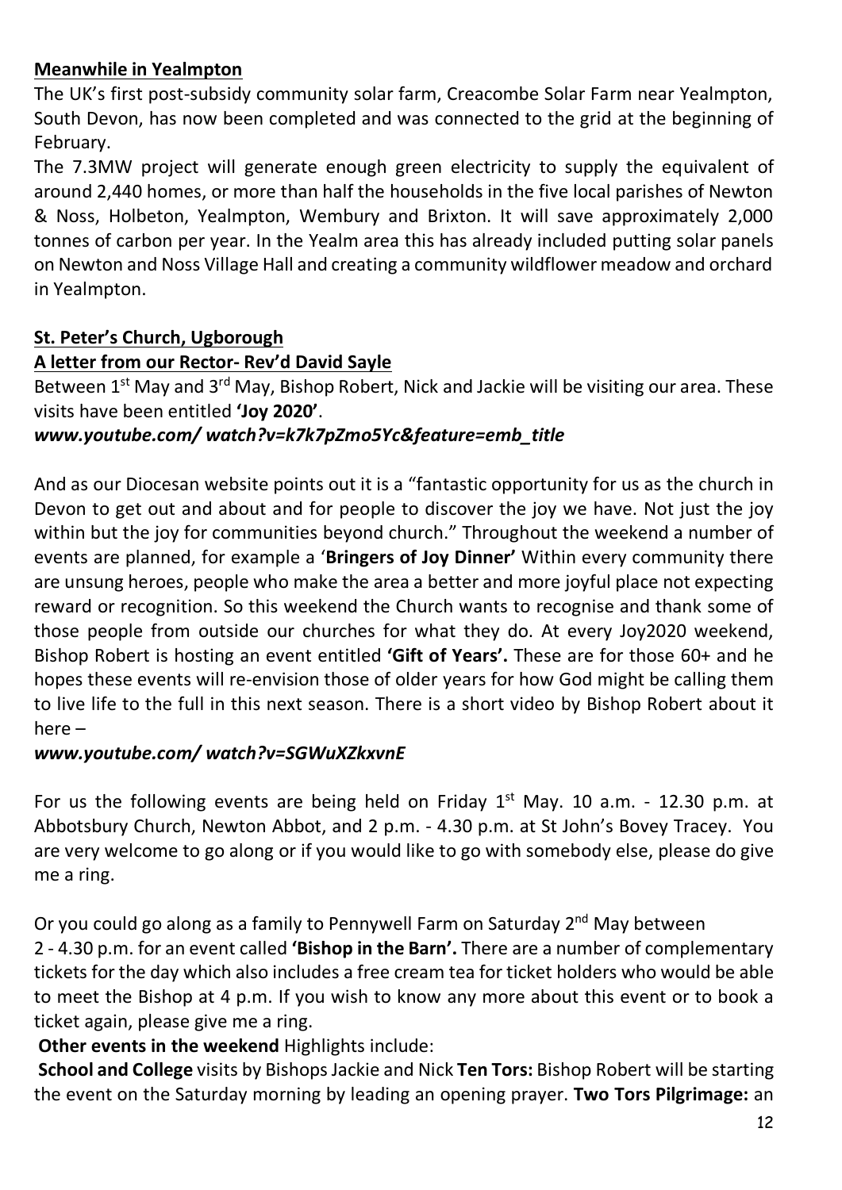**Meanwhile in Yealmpton**

The UK's first post-subsidy community solar farm, Creacombe Solar Farm near Yealmpton, South Devon, has now been completed and was connected to the grid at the beginning of February.

The 7.3MW project will generate enough green electricity to supply the equivalent of around 2,440 homes, or more than half the households in the five local parishes of Newton & Noss, Holbeton, Yealmpton, Wembury and Brixton. It will save approximately 2,000 tonnes of carbon per year. In the Yealm area this has already included putting solar panels on Newton and Noss Village Hall and creating a community wildflower meadow and orchard in Yealmpton.

**St. Peter's Church, Ugborough**

**A letter from our Rector- Rev'd David Sayle**

Between 1st May and 3rd May, Bishop Robert, Nick and Jackie will be visiting our area. These visits have been entitled **'Joy 2020'**.

***www.youtube.com/ watch?v=k7k7pZmo5Yc&feature=emb_title***

And as our Diocesan website points out it is a "fantastic opportunity for us as the church in Devon to get out and about and for people to discover the joy we have. Not just the joy within but the joy for communities beyond church." Throughout the weekend a number of events are planned, for example a '**Bringers of Joy Dinner'** Within every community there are unsung heroes, people who make the area a better and more joyful place not expecting reward or recognition. So this weekend the Church wants to recognise and thank some of those people from outside our churches for what they do. At every Joy2020 weekend, Bishop Robert is hosting an event entitled **'Gift of Years'.** These are for those 60+ and he hopes these events will re-envision those of older years for how God might be calling them to live life to the full in this next season. There is a short video by Bishop Robert about it here –

***www.youtube.com/ watch?v=SGWuXZkxvnE***

For us the following events are being held on Friday 1st May. 10 a.m. - 12.30 p.m. at Abbotsbury Church, Newton Abbot, and 2 p.m. - 4.30 p.m. at St John's Bovey Tracey. You are very welcome to go along or if you would like to go with somebody else, please do give me a ring.

Or you could go along as a family to Pennywell Farm on Saturday 2nd May between 2 - 4.30 p.m. for an event called **'Bishop in the Barn'.** There are a number of complementary tickets for the day which also includes a free cream tea for ticket holders who would be able to meet the Bishop at 4 p.m. If you wish to know any more about this event or to book a ticket again, please give me a ring.

**Other events in the weekend** Highlights include:

**School and College** visits by Bishops Jackie and Nick **Ten Tors:** Bishop Robert will be starting the event on the Saturday morning by leading an opening prayer. **Two Tors Pilgrimage:** an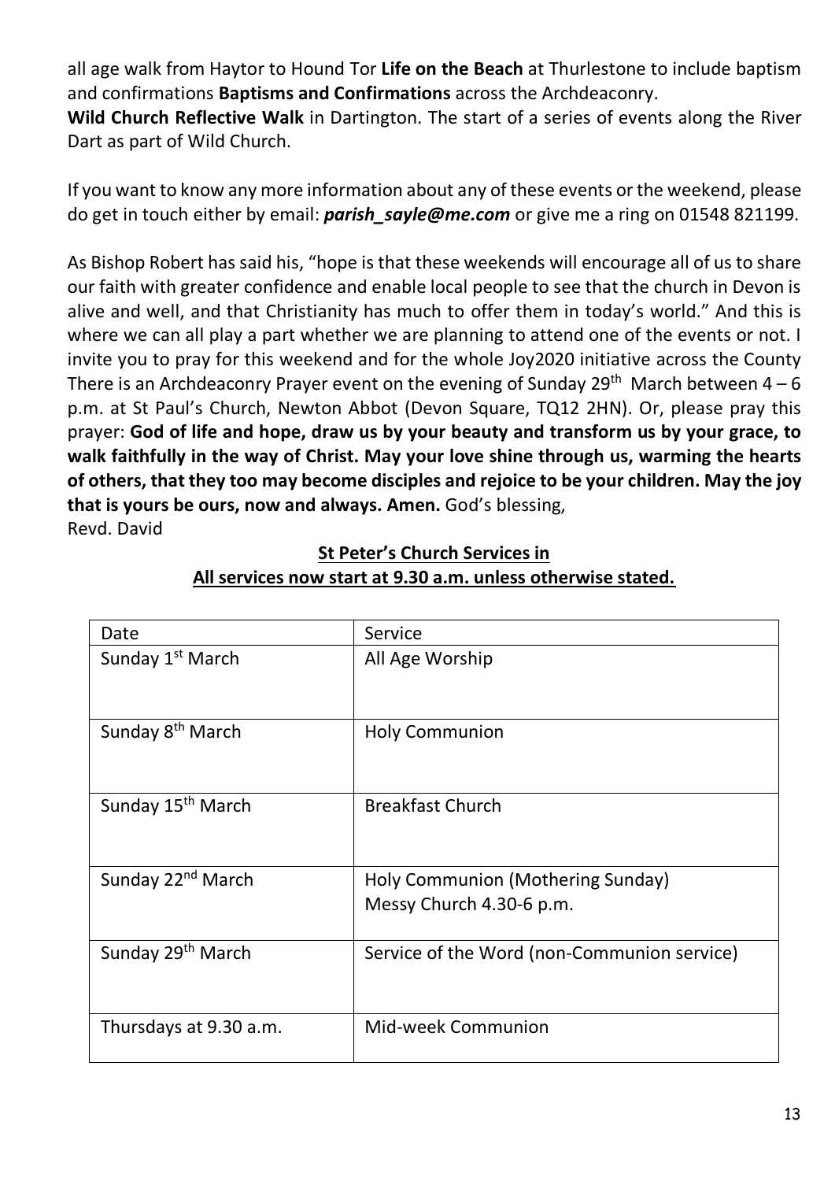all age walk from Haytor to Hound Tor **Life on the Beach** at Thurlestone to include baptism and confirmations **Baptisms and Confirmations** across the Archdeaconry.

**Wild Church Reflective Walk** in Dartington. The start of a series of events along the River Dart as part of Wild Church.

If you want to know any more information about any of these events or the weekend, please do get in touch either by email: ***parish_sayle@me.com*** or give me a ring on 01548 821199.

As Bishop Robert has said his, "hope is that these weekends will encourage all of us to share our faith with greater confidence and enable local people to see that the church in Devon is alive and well, and that Christianity has much to offer them in today's world." And this is where we can all play a part whether we are planning to attend one of the events or not. I invite you to pray for this weekend and for the whole Joy2020 initiative across the County There is an Archdeaconry Prayer event on the evening of Sunday 29th March between 4 – 6 p.m. at St Paul's Church, Newton Abbot (Devon Square, TQ12 2HN). Or, please pray this prayer: **God of life and hope, draw us by your beauty and transform us by your grace, to walk faithfully in the way of Christ. May your love shine through us, warming the hearts of others, that they too may become disciples and rejoice to be your children. May the joy that is yours be ours, now and always. Amen.** God's blessing,
Revd. David

**St Peter's Church Services in**
**All services now start at 9.30 a.m. unless otherwise stated.**

| Date | Service |
|---|---|
| Sunday 1st March | All Age Worship |
| Sunday 8th March | Holy Communion |
| Sunday 15th March | Breakfast Church |
| Sunday 22nd March | Holy Communion (Mothering Sunday)<br>Messy Church 4.30-6 p.m. |
| Sunday 29th March | Service of the Word (non-Communion service) |
| Thursdays at 9.30 a.m. | Mid-week Communion |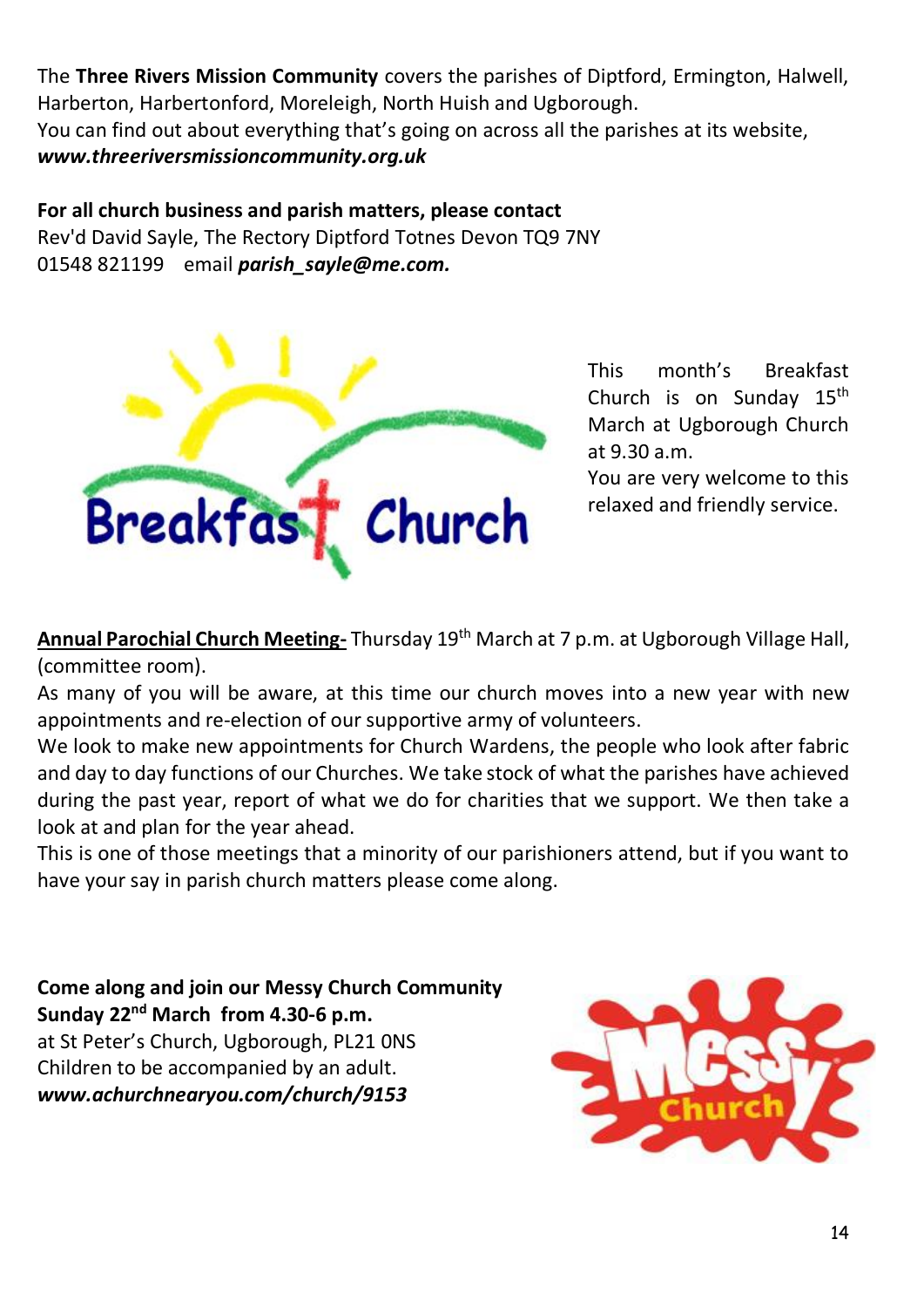The **Three Rivers Mission Community** covers the parishes of Diptford, Ermington, Halwell, Harberton, Harbertonford, Moreleigh, North Huish and Ugborough.
You can find out about everything that's going on across all the parishes at its website, ***www.threeriversmissioncommunity.org.uk***

**For all church business and parish matters, please contact**
Rev'd David Sayle, The Rectory Diptford Totnes Devon TQ9 7NY
01548 821199 email ***parish_sayle@me.com.***

This month's Breakfast Church is on Sunday 15th March at Ugborough Church at 9.30 a.m.
You are very welcome to this relaxed and friendly service.

**Annual Parochial Church Meeting-** Thursday 19th March at 7 p.m. at Ugborough Village Hall, (committee room).
As many of you will be aware, at this time our church moves into a new year with new appointments and re-election of our supportive army of volunteers.
We look to make new appointments for Church Wardens, the people who look after fabric and day to day functions of our Churches. We take stock of what the parishes have achieved during the past year, report of what we do for charities that we support. We then take a look at and plan for the year ahead.
This is one of those meetings that a minority of our parishioners attend, but if you want to have your say in parish church matters please come along.

**Come along and join our Messy Church Community**
**Sunday 22nd March from 4.30-6 p.m.**
at St Peter's Church, Ugborough, PL21 0NS
Children to be accompanied by an adult.
***www.achurchnearyou.com/church/9153***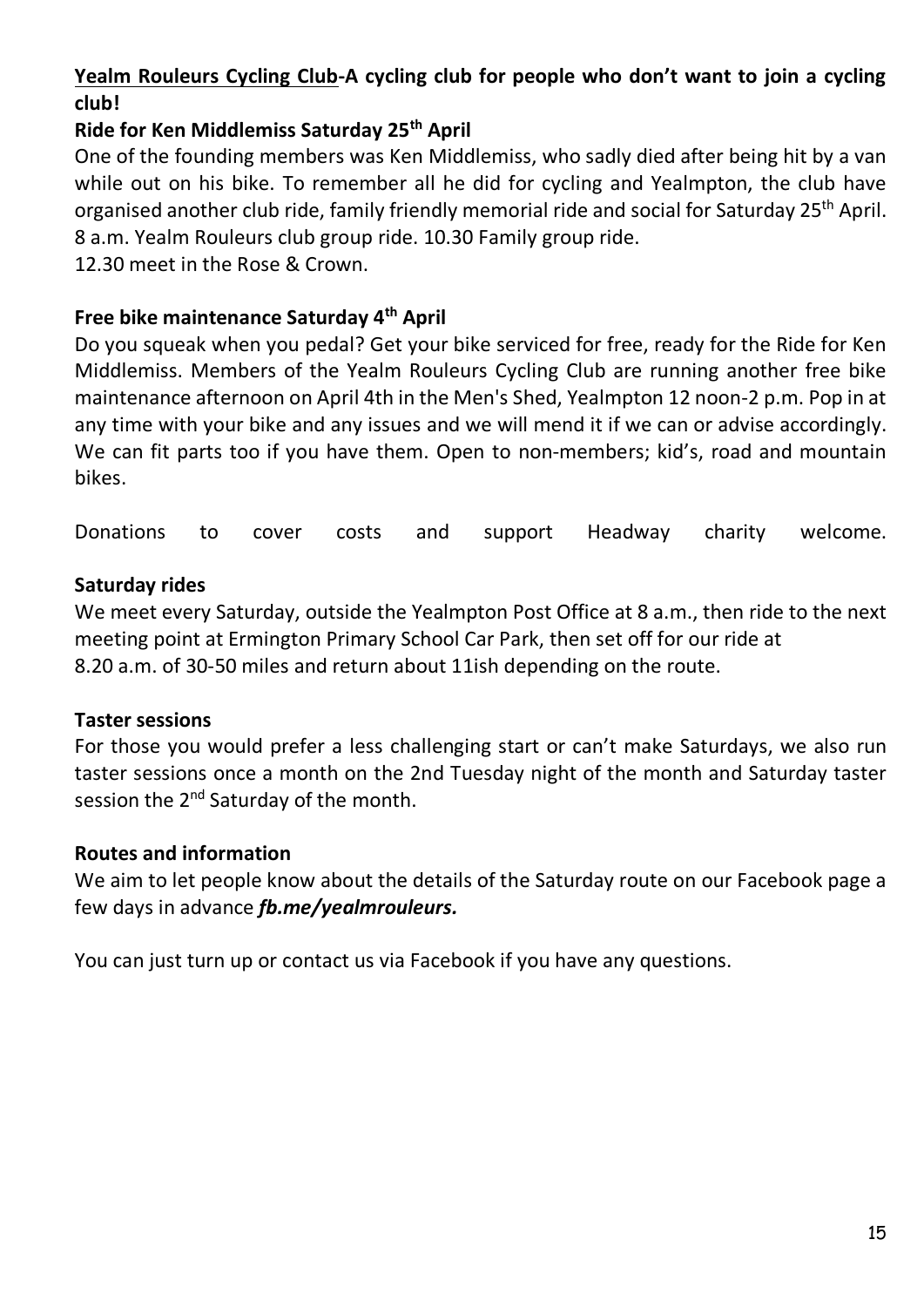**Yealm Rouleurs Cycling Club-A cycling club for people who don't want to join a cycling club!**

**Ride for Ken Middlemiss Saturday 25th April**

One of the founding members was Ken Middlemiss, who sadly died after being hit by a van while out on his bike. To remember all he did for cycling and Yealmpton, the club have organised another club ride, family friendly memorial ride and social for Saturday 25th April. 8 a.m. Yealm Rouleurs club group ride. 10.30 Family group ride.
12.30 meet in the Rose & Crown.

**Free bike maintenance Saturday 4th April**

Do you squeak when you pedal? Get your bike serviced for free, ready for the Ride for Ken Middlemiss. Members of the Yealm Rouleurs Cycling Club are running another free bike maintenance afternoon on April 4th in the Men's Shed, Yealmpton 12 noon-2 p.m. Pop in at any time with your bike and any issues and we will mend it if we can or advise accordingly. We can fit parts too if you have them. Open to non-members; kid's, road and mountain bikes.

Donations to cover costs and support Headway charity welcome.

**Saturday rides**

We meet every Saturday, outside the Yealmpton Post Office at 8 a.m., then ride to the next meeting point at Ermington Primary School Car Park, then set off for our ride at 8.20 a.m. of 30-50 miles and return about 11ish depending on the route.

**Taster sessions**

For those you would prefer a less challenging start or can't make Saturdays, we also run taster sessions once a month on the 2nd Tuesday night of the month and Saturday taster session the 2nd Saturday of the month.

**Routes and information**

We aim to let people know about the details of the Saturday route on our Facebook page a few days in advance ***fb.me/yealmrouleurs.***

You can just turn up or contact us via Facebook if you have any questions.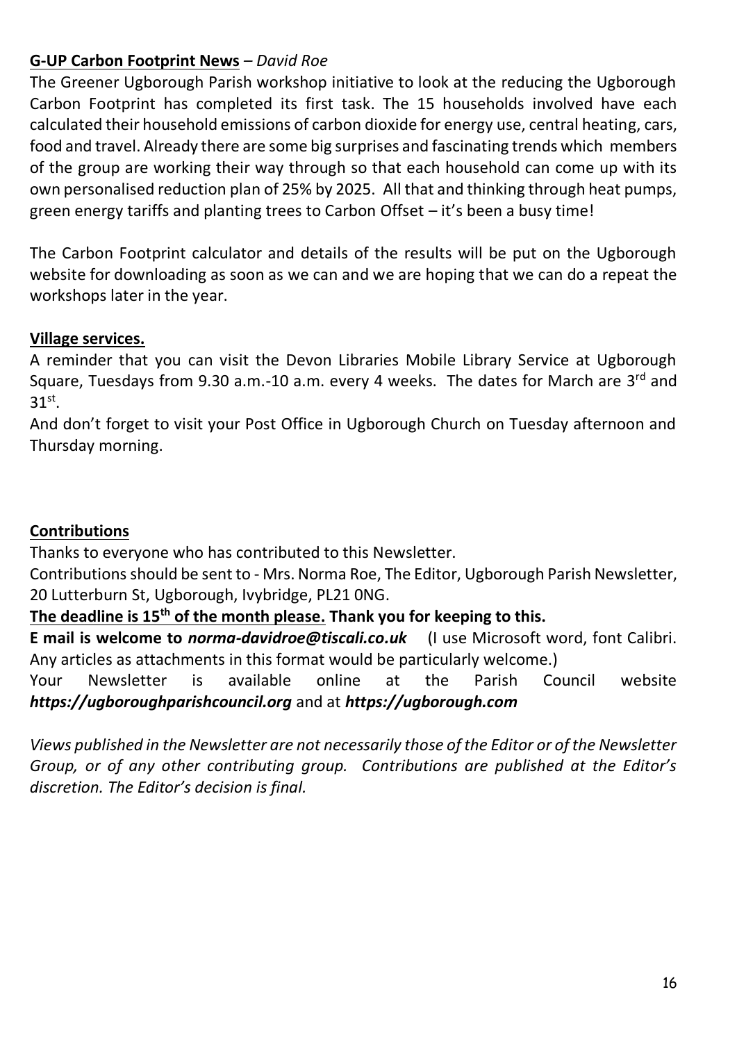**G-UP Carbon Footprint News** – *David Roe*

The Greener Ugborough Parish workshop initiative to look at the reducing the Ugborough Carbon Footprint has completed its first task. The 15 households involved have each calculated their household emissions of carbon dioxide for energy use, central heating, cars, food and travel. Already there are some big surprises and fascinating trends which members of the group are working their way through so that each household can come up with its own personalised reduction plan of 25% by 2025. All that and thinking through heat pumps, green energy tariffs and planting trees to Carbon Offset – it's been a busy time!

The Carbon Footprint calculator and details of the results will be put on the Ugborough website for downloading as soon as we can and we are hoping that we can do a repeat the workshops later in the year.

**Village services.**

A reminder that you can visit the Devon Libraries Mobile Library Service at Ugborough Square, Tuesdays from 9.30 a.m.-10 a.m. every 4 weeks. The dates for March are 3rd and 31st.

And don't forget to visit your Post Office in Ugborough Church on Tuesday afternoon and Thursday morning.

**Contributions**

Thanks to everyone who has contributed to this Newsletter.

Contributions should be sent to - Mrs. Norma Roe, The Editor, Ugborough Parish Newsletter, 20 Lutterburn St, Ugborough, Ivybridge, PL21 0NG.

**The deadline is 15th of the month please. Thank you for keeping to this.**

**E mail is welcome to *norma-davidroe@tiscali.co.uk*** (I use Microsoft word, font Calibri. Any articles as attachments in this format would be particularly welcome.)

Your Newsletter is available online at the Parish Council website ***https://ugboroughparishcouncil.org*** and at ***https://ugborough.com***

*Views published in the Newsletter are not necessarily those of the Editor or of the Newsletter Group, or of any other contributing group. Contributions are published at the Editor's discretion. The Editor's decision is final.*